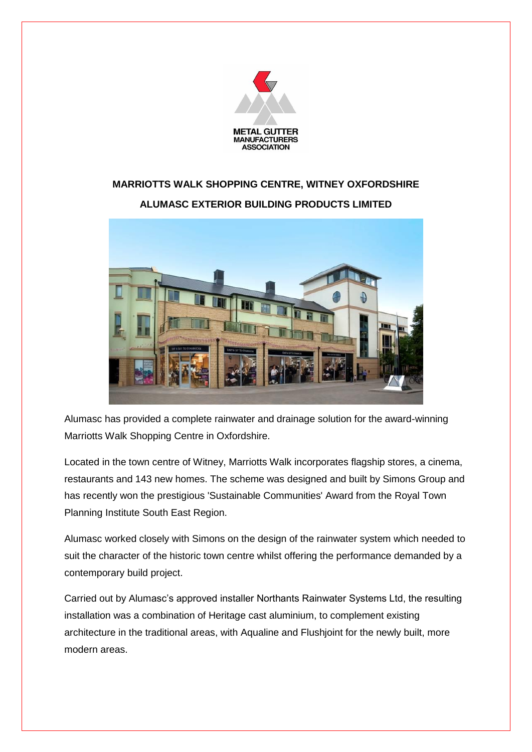METAL GUTTER MANUFACTURERS ASSOCIATION

## MARRIOTTS WALK SHOPPING CENTRE, WITNEY OXFORDSHIRE

## ALUMASC EXTERIOR BUILDING PRODUCTS LIMITED

Alumasc has provided a complete rainwater and drainage solution for the award-winning Marriotts Walk Shopping Centre in Oxfordshire.

Located in the town centre of Witney, Marriotts Walk incorporates flagship stores, a cinema, restaurants and 143 new homes. The scheme was designed and built by Simons Group and has recently won the prestigious 'Sustainable Communities' Award from the Royal Town Planning Institute South East Region.

Alumasc worked closely with Simons on the design of the rainwater system which needed to suit the character of the historic town centre whilst offering the performance demanded by a contemporary build project.

Carried out by Alumasc's approved installer Northants Rainwater Systems Ltd, the resulting installation was a combination of Heritage cast aluminium, to complement existing architecture in the traditional areas, with Aqualine and Flushjoint for the newly built, more modern areas.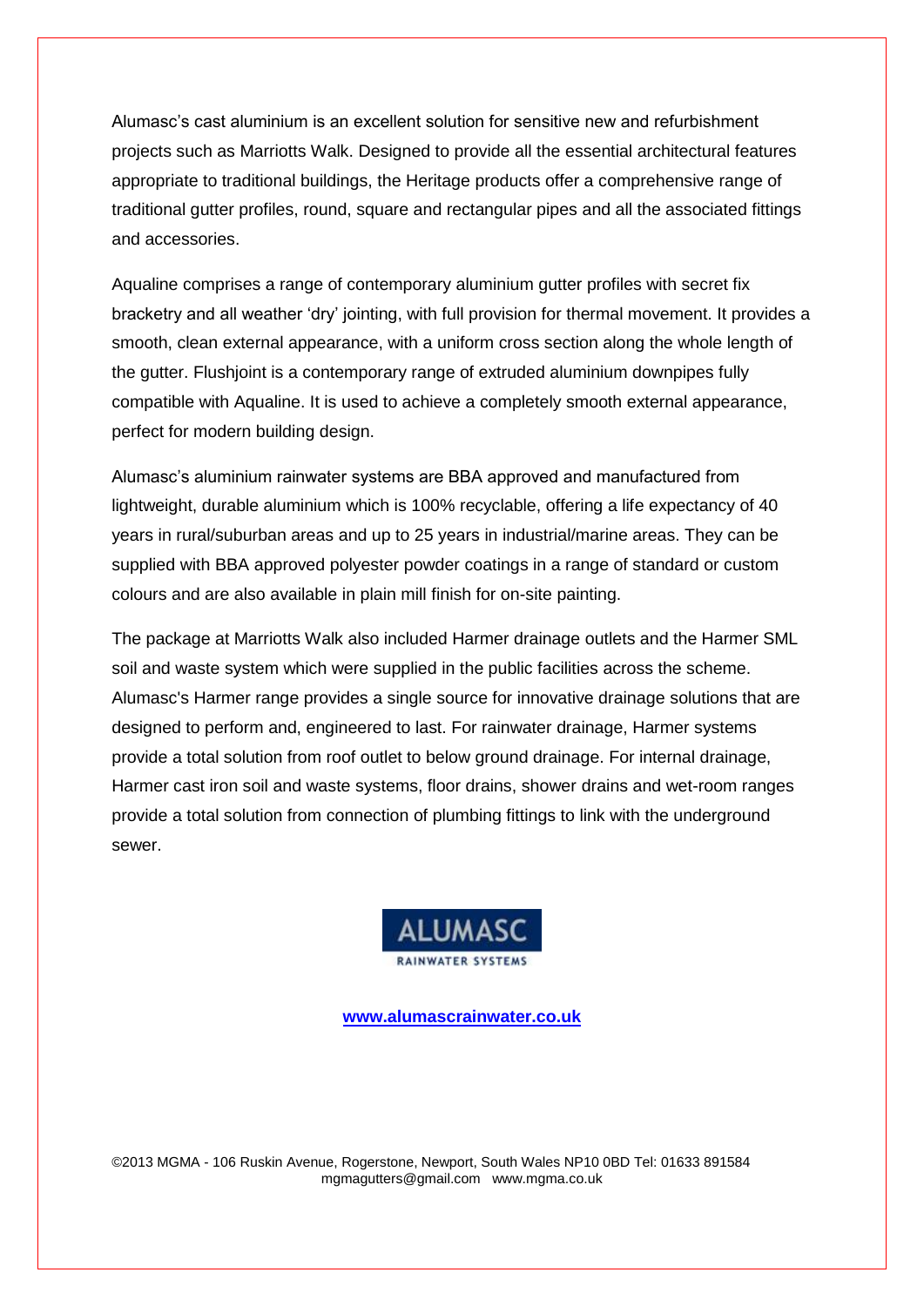Alumasc's cast aluminium is an excellent solution for sensitive new and refurbishment projects such as Marriotts Walk. Designed to provide all the essential architectural features appropriate to traditional buildings, the Heritage products offer a comprehensive range of traditional gutter profiles, round, square and rectangular pipes and all the associated fittings and accessories.

Aqualine comprises a range of contemporary aluminium gutter profiles with secret fix bracketry and all weather 'dry' jointing, with full provision for thermal movement. It provides a smooth, clean external appearance, with a uniform cross section along the whole length of the gutter. Flushjoint is a contemporary range of extruded aluminium downpipes fully compatible with Aqualine. It is used to achieve a completely smooth external appearance, perfect for modern building design.

Alumasc's aluminium rainwater systems are BBA approved and manufactured from lightweight, durable aluminium which is 100% recyclable, offering a life expectancy of 40 years in rural/suburban areas and up to 25 years in industrial/marine areas. They can be supplied with BBA approved polyester powder coatings in a range of standard or custom colours and are also available in plain mill finish for on-site painting.

The package at Marriotts Walk also included Harmer drainage outlets and the Harmer SML soil and waste system which were supplied in the public facilities across the scheme. Alumasc's Harmer range provides a single source for innovative drainage solutions that are designed to perform and, engineered to last. For rainwater drainage, Harmer systems provide a total solution from roof outlet to below ground drainage. For internal drainage, Harmer cast iron soil and waste systems, floor drains, shower drains and wet-room ranges provide a total solution from connection of plumbing fittings to link with the underground sewer.

ALUMASC
RAINWATER SYSTEMS

**www.alumascrainwater.co.uk**

©2013 MGMA - 106 Ruskin Avenue, Rogerstone, Newport, South Wales NP10 0BD Tel: 01633 891584
mgmagutters@gmail.com www.mgma.co.uk